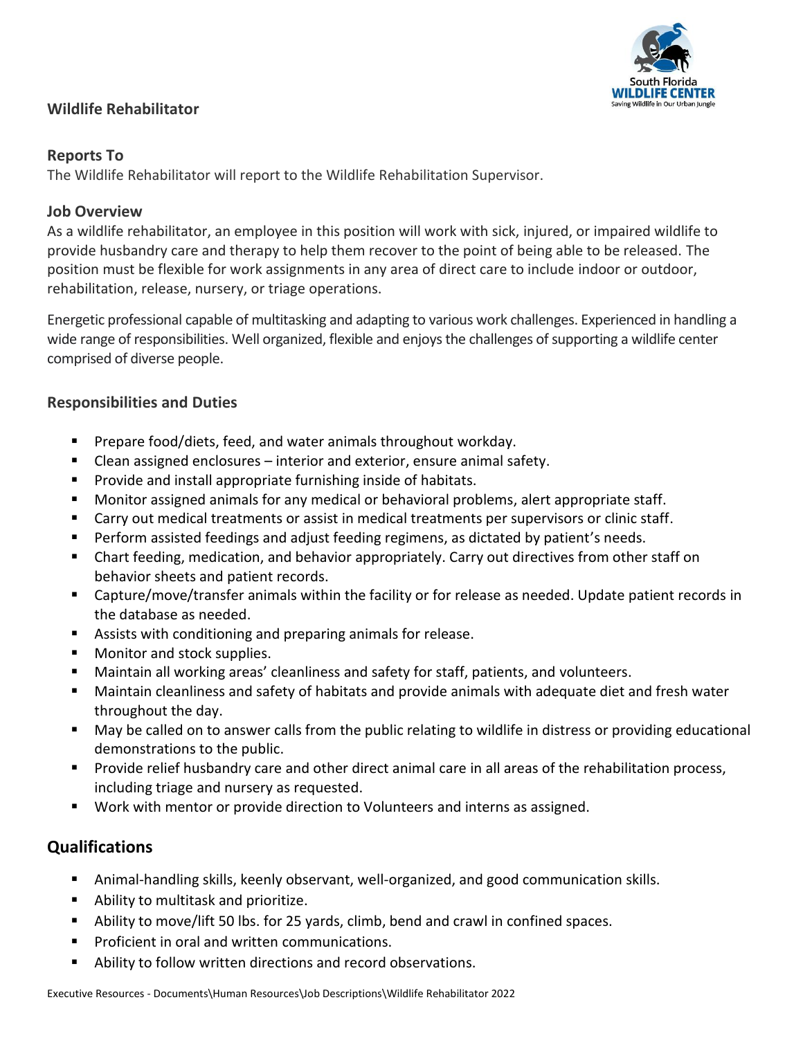# Wildlife Rehabilitator

## Reports To

The Wildlife Rehabilitator will report to the Wildlife Rehabilitation Supervisor.

## Job Overview

As a wildlife rehabilitator, an employee in this position will work with sick, injured, or impaired wildlife to provide husbandry care and therapy to help them recover to the point of being able to be released. The position must be flexible for work assignments in any area of direct care to include indoor or outdoor, rehabilitation, release, nursery, or triage operations.

Energetic professional capable of multitasking and adapting to various work challenges. Experienced in handling a wide range of responsibilities. Well organized, flexible and enjoys the challenges of supporting a wildlife center comprised of diverse people.

## Responsibilities and Duties

- Prepare food/diets, feed, and water animals throughout workday.
- Clean assigned enclosures – interior and exterior, ensure animal safety.
- Provide and install appropriate furnishing inside of habitats.
- Monitor assigned animals for any medical or behavioral problems, alert appropriate staff.
- Carry out medical treatments or assist in medical treatments per supervisors or clinic staff.
- Perform assisted feedings and adjust feeding regimens, as dictated by patient's needs.
- Chart feeding, medication, and behavior appropriately. Carry out directives from other staff on behavior sheets and patient records.
- Capture/move/transfer animals within the facility or for release as needed. Update patient records in the database as needed.
- Assists with conditioning and preparing animals for release.
- Monitor and stock supplies.
- Maintain all working areas' cleanliness and safety for staff, patients, and volunteers.
- Maintain cleanliness and safety of habitats and provide animals with adequate diet and fresh water throughout the day.
- May be called on to answer calls from the public relating to wildlife in distress or providing educational demonstrations to the public.
- Provide relief husbandry care and other direct animal care in all areas of the rehabilitation process, including triage and nursery as requested.
- Work with mentor or provide direction to Volunteers and interns as assigned.

## Qualifications

- Animal-handling skills, keenly observant, well-organized, and good communication skills.
- Ability to multitask and prioritize.
- Ability to move/lift 50 lbs. for 25 yards, climb, bend and crawl in confined spaces.
- Proficient in oral and written communications.
- Ability to follow written directions and record observations.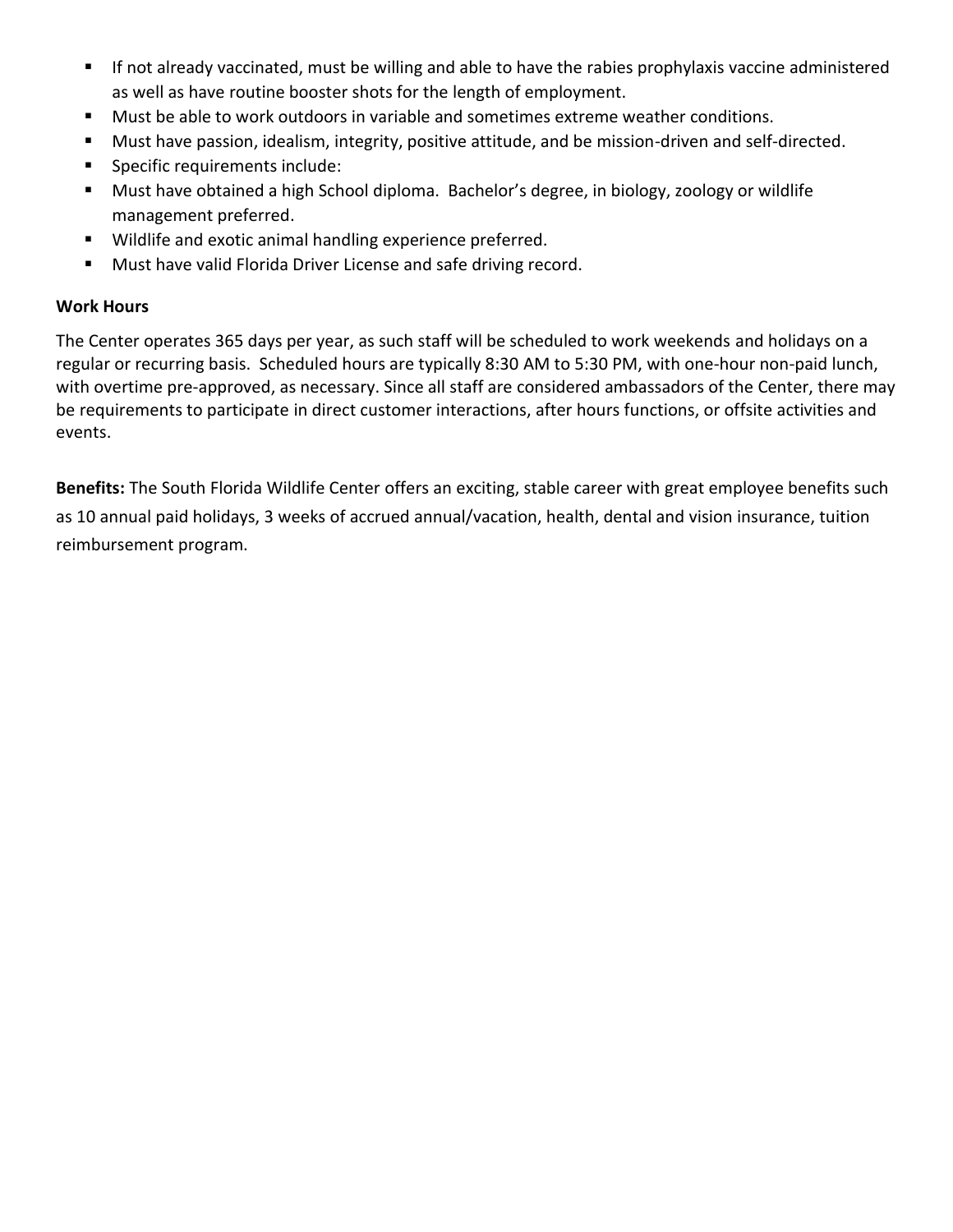- If not already vaccinated, must be willing and able to have the rabies prophylaxis vaccine administered as well as have routine booster shots for the length of employment.
- Must be able to work outdoors in variable and sometimes extreme weather conditions.
- Must have passion, idealism, integrity, positive attitude, and be mission-driven and self-directed.
- Specific requirements include:
- Must have obtained a high School diploma. Bachelor's degree, in biology, zoology or wildlife management preferred.
- Wildlife and exotic animal handling experience preferred.
- Must have valid Florida Driver License and safe driving record.

**Work Hours**

The Center operates 365 days per year, as such staff will be scheduled to work weekends and holidays on a regular or recurring basis. Scheduled hours are typically 8:30 AM to 5:30 PM, with one-hour non-paid lunch, with overtime pre-approved, as necessary. Since all staff are considered ambassadors of the Center, there may be requirements to participate in direct customer interactions, after hours functions, or offsite activities and events.

**Benefits:** The South Florida Wildlife Center offers an exciting, stable career with great employee benefits such as 10 annual paid holidays, 3 weeks of accrued annual/vacation, health, dental and vision insurance, tuition reimbursement program.